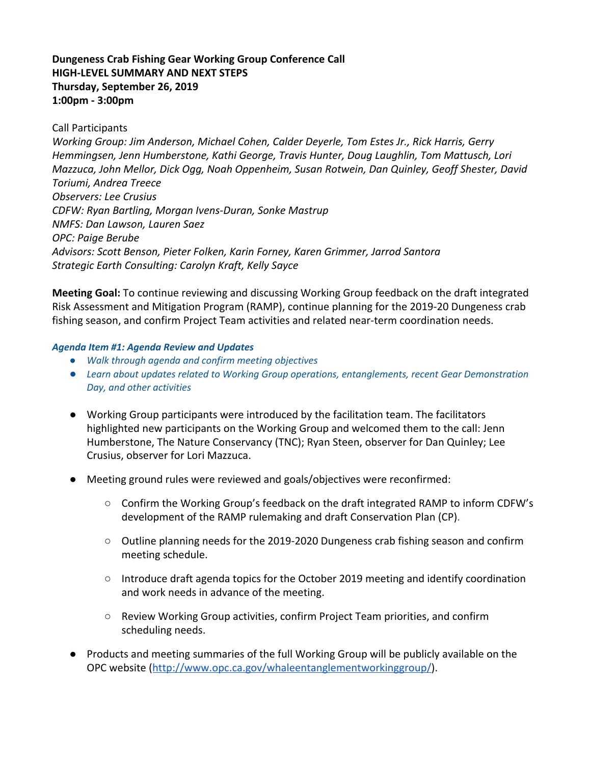**Dungeness Crab Fishing Gear Working Group Conference Call**
**HIGH-LEVEL SUMMARY AND NEXT STEPS**
**Thursday, September 26, 2019**
**1:00pm - 3:00pm**

Call Participants

*Working Group: Jim Anderson, Michael Cohen, Calder Deyerle, Tom Estes Jr., Rick Harris, Gerry Hemmingsen, Jenn Humberstone, Kathi George, Travis Hunter, Doug Laughlin, Tom Mattusch, Lori Mazzuca, John Mellor, Dick Ogg, Noah Oppenheim, Susan Rotwein, Dan Quinley, Geoff Shester, David Toriumi, Andrea Treece*
*Observers: Lee Crusius*
*CDFW: Ryan Bartling, Morgan Ivens-Duran, Sonke Mastrup*
*NMFS: Dan Lawson, Lauren Saez*
*OPC: Paige Berube*
*Advisors: Scott Benson, Pieter Folken, Karin Forney, Karen Grimmer, Jarrod Santora*
*Strategic Earth Consulting: Carolyn Kraft, Kelly Sayce*

**Meeting Goal:** To continue reviewing and discussing Working Group feedback on the draft integrated Risk Assessment and Mitigation Program (RAMP), continue planning for the 2019-20 Dungeness crab fishing season, and confirm Project Team activities and related near-term coordination needs.

***Agenda Item #1: Agenda Review and Updates***

- *Walk through agenda and confirm meeting objectives*
- *Learn about updates related to Working Group operations, entanglements, recent Gear Demonstration Day, and other activities*

- Working Group participants were introduced by the facilitation team. The facilitators highlighted new participants on the Working Group and welcomed them to the call: Jenn Humberstone, The Nature Conservancy (TNC); Ryan Steen, observer for Dan Quinley; Lee Crusius, observer for Lori Mazzuca.

- Meeting ground rules were reviewed and goals/objectives were reconfirmed:

  - Confirm the Working Group's feedback on the draft integrated RAMP to inform CDFW's development of the RAMP rulemaking and draft Conservation Plan (CP).

  - Outline planning needs for the 2019-2020 Dungeness crab fishing season and confirm meeting schedule.

  - Introduce draft agenda topics for the October 2019 meeting and identify coordination and work needs in advance of the meeting.

  - Review Working Group activities, confirm Project Team priorities, and confirm scheduling needs.

- Products and meeting summaries of the full Working Group will be publicly available on the OPC website (http://www.opc.ca.gov/whaleentanglementworkinggroup/).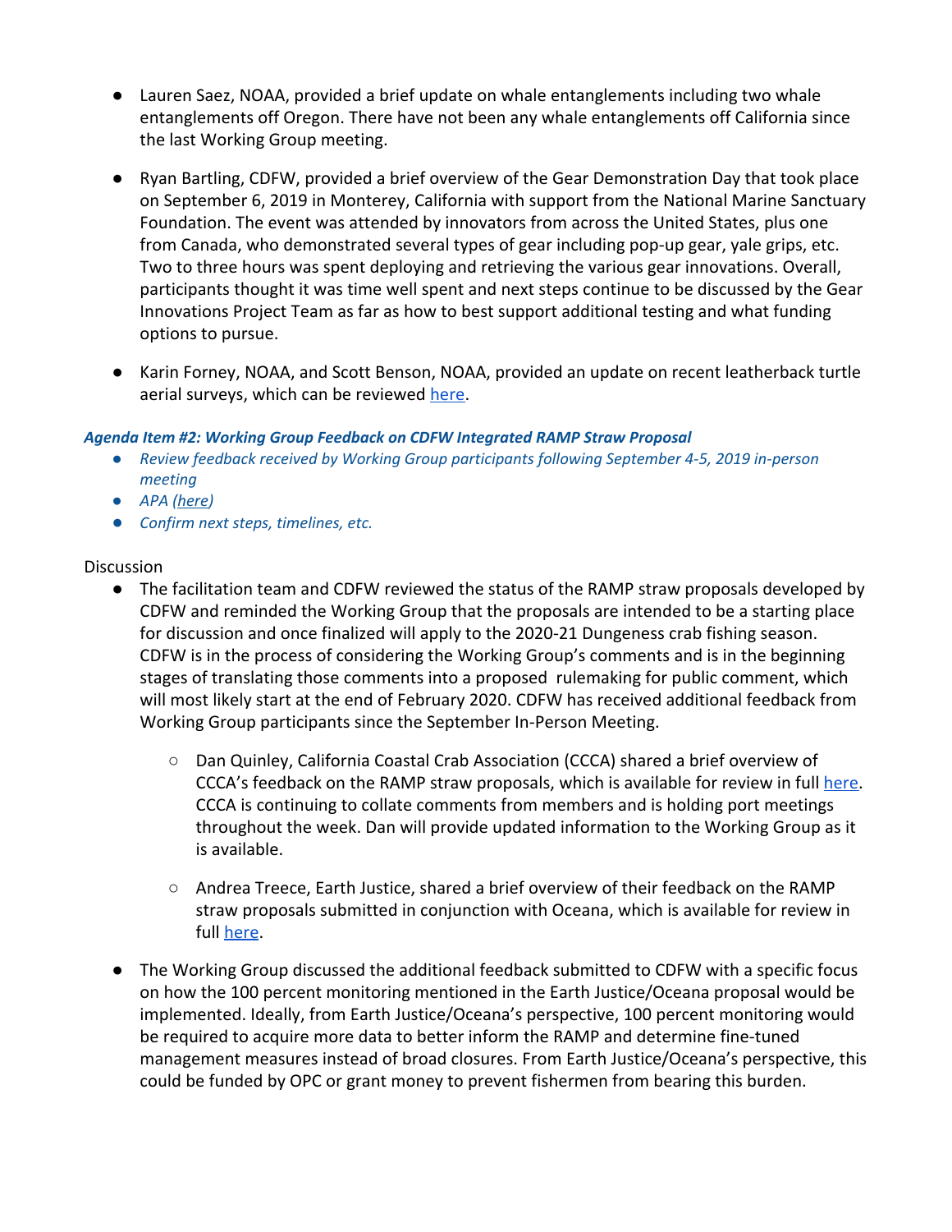- Lauren Saez, NOAA, provided a brief update on whale entanglements including two whale entanglements off Oregon. There have not been any whale entanglements off California since the last Working Group meeting.

- Ryan Bartling, CDFW, provided a brief overview of the Gear Demonstration Day that took place on September 6, 2019 in Monterey, California with support from the National Marine Sanctuary Foundation. The event was attended by innovators from across the United States, plus one from Canada, who demonstrated several types of gear including pop-up gear, yale grips, etc. Two to three hours was spent deploying and retrieving the various gear innovations. Overall, participants thought it was time well spent and next steps continue to be discussed by the Gear Innovations Project Team as far as how to best support additional testing and what funding options to pursue.

- Karin Forney, NOAA, and Scott Benson, NOAA, provided an update on recent leatherback turtle aerial surveys, which can be reviewed here.

***Agenda Item #2: Working Group Feedback on CDFW Integrated RAMP Straw Proposal***

- *Review feedback received by Working Group participants following September 4-5, 2019 in-person meeting*
- *APA (here)*
- *Confirm next steps, timelines, etc.*

Discussion

- The facilitation team and CDFW reviewed the status of the RAMP straw proposals developed by CDFW and reminded the Working Group that the proposals are intended to be a starting place for discussion and once finalized will apply to the 2020-21 Dungeness crab fishing season. CDFW is in the process of considering the Working Group's comments and is in the beginning stages of translating those comments into a proposed rulemaking for public comment, which will most likely start at the end of February 2020. CDFW has received additional feedback from Working Group participants since the September In-Person Meeting.

  - Dan Quinley, California Coastal Crab Association (CCCA) shared a brief overview of CCCA's feedback on the RAMP straw proposals, which is available for review in full here. CCCA is continuing to collate comments from members and is holding port meetings throughout the week. Dan will provide updated information to the Working Group as it is available.

  - Andrea Treece, Earth Justice, shared a brief overview of their feedback on the RAMP straw proposals submitted in conjunction with Oceana, which is available for review in full here.

- The Working Group discussed the additional feedback submitted to CDFW with a specific focus on how the 100 percent monitoring mentioned in the Earth Justice/Oceana proposal would be implemented. Ideally, from Earth Justice/Oceana's perspective, 100 percent monitoring would be required to acquire more data to better inform the RAMP and determine fine-tuned management measures instead of broad closures. From Earth Justice/Oceana's perspective, this could be funded by OPC or grant money to prevent fishermen from bearing this burden.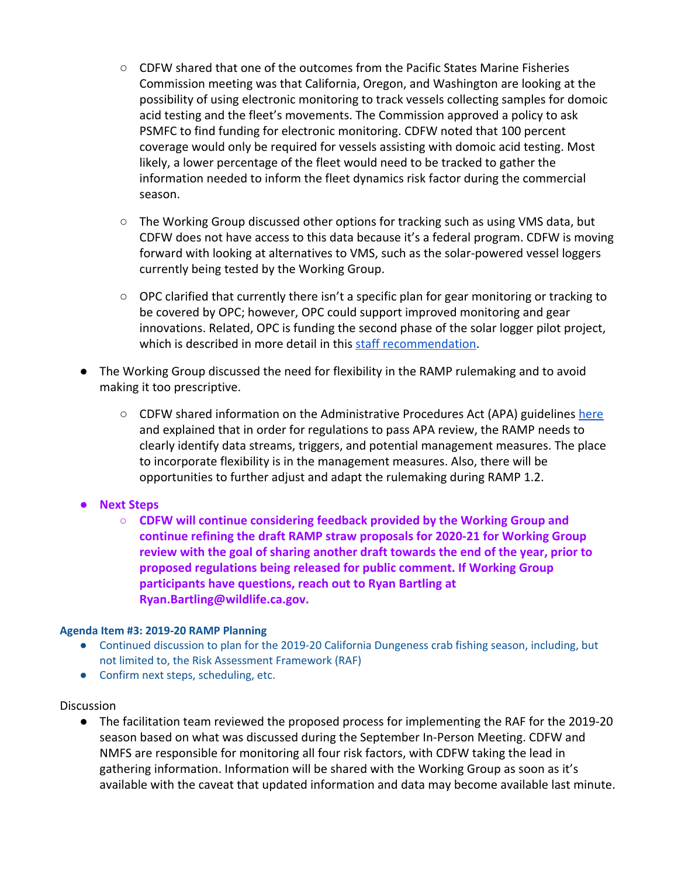- CDFW shared that one of the outcomes from the Pacific States Marine Fisheries Commission meeting was that California, Oregon, and Washington are looking at the possibility of using electronic monitoring to track vessels collecting samples for domoic acid testing and the fleet's movements. The Commission approved a policy to ask PSMFC to find funding for electronic monitoring. CDFW noted that 100 percent coverage would only be required for vessels assisting with domoic acid testing. Most likely, a lower percentage of the fleet would need to be tracked to gather the information needed to inform the fleet dynamics risk factor during the commercial season.

  - The Working Group discussed other options for tracking such as using VMS data, but CDFW does not have access to this data because it's a federal program. CDFW is moving forward with looking at alternatives to VMS, such as the solar-powered vessel loggers currently being tested by the Working Group.

  - OPC clarified that currently there isn't a specific plan for gear monitoring or tracking to be covered by OPC; however, OPC could support improved monitoring and gear innovations. Related, OPC is funding the second phase of the solar logger pilot project, which is described in more detail in this staff recommendation.

- The Working Group discussed the need for flexibility in the RAMP rulemaking and to avoid making it too prescriptive.

  - CDFW shared information on the Administrative Procedures Act (APA) guidelines here and explained that in order for regulations to pass APA review, the RAMP needs to clearly identify data streams, triggers, and potential management measures. The place to incorporate flexibility is in the management measures. Also, there will be opportunities to further adjust and adapt the rulemaking during RAMP 1.2.

- **Next Steps**
  - **CDFW will continue considering feedback provided by the Working Group and continue refining the draft RAMP straw proposals for 2020-21 for Working Group review with the goal of sharing another draft towards the end of the year, prior to proposed regulations being released for public comment. If Working Group participants have questions, reach out to Ryan Bartling at Ryan.Bartling@wildlife.ca.gov.**

#### Agenda Item #3: 2019-20 RAMP Planning

- Continued discussion to plan for the 2019-20 California Dungeness crab fishing season, including, but not limited to, the Risk Assessment Framework (RAF)
- Confirm next steps, scheduling, etc.

Discussion

- The facilitation team reviewed the proposed process for implementing the RAF for the 2019-20 season based on what was discussed during the September In-Person Meeting. CDFW and NMFS are responsible for monitoring all four risk factors, with CDFW taking the lead in gathering information. Information will be shared with the Working Group as soon as it's available with the caveat that updated information and data may become available last minute.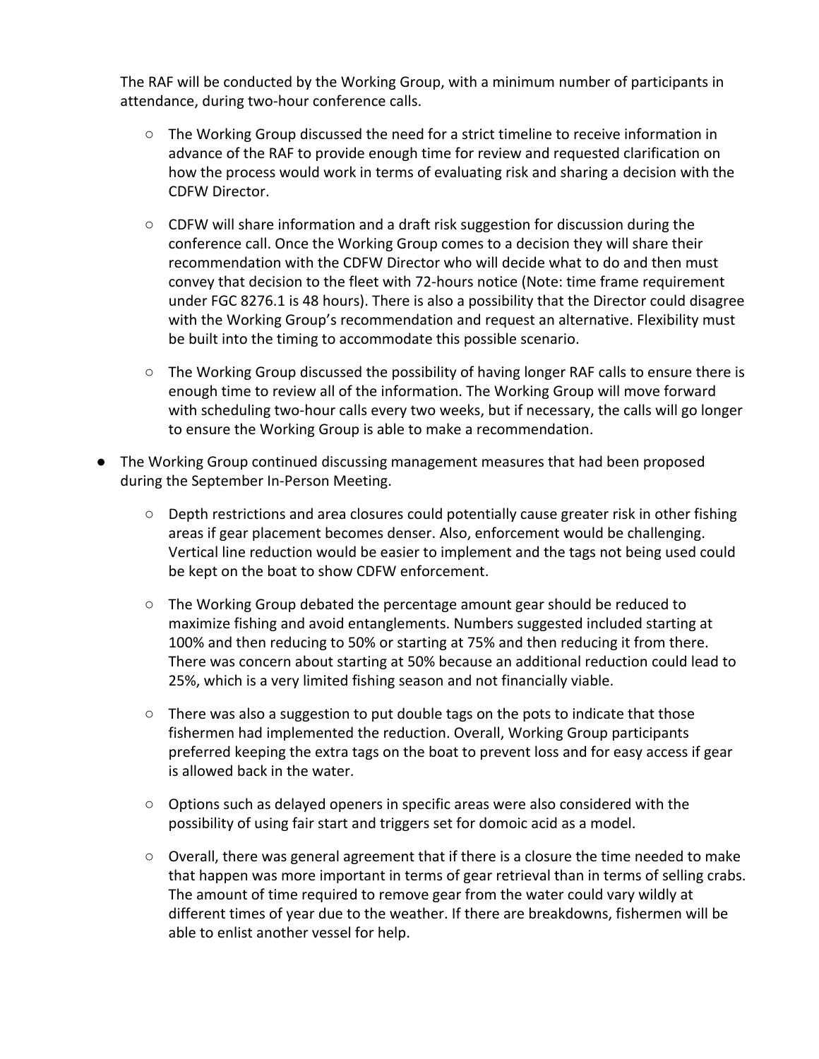The RAF will be conducted by the Working Group, with a minimum number of participants in attendance, during two-hour conference calls.

- The Working Group discussed the need for a strict timeline to receive information in advance of the RAF to provide enough time for review and requested clarification on how the process would work in terms of evaluating risk and sharing a decision with the CDFW Director.
- CDFW will share information and a draft risk suggestion for discussion during the conference call. Once the Working Group comes to a decision they will share their recommendation with the CDFW Director who will decide what to do and then must convey that decision to the fleet with 72-hours notice (Note: time frame requirement under FGC 8276.1 is 48 hours). There is also a possibility that the Director could disagree with the Working Group's recommendation and request an alternative. Flexibility must be built into the timing to accommodate this possible scenario.
- The Working Group discussed the possibility of having longer RAF calls to ensure there is enough time to review all of the information. The Working Group will move forward with scheduling two-hour calls every two weeks, but if necessary, the calls will go longer to ensure the Working Group is able to make a recommendation.

- The Working Group continued discussing management measures that had been proposed during the September In-Person Meeting.
  - Depth restrictions and area closures could potentially cause greater risk in other fishing areas if gear placement becomes denser. Also, enforcement would be challenging. Vertical line reduction would be easier to implement and the tags not being used could be kept on the boat to show CDFW enforcement.
  - The Working Group debated the percentage amount gear should be reduced to maximize fishing and avoid entanglements. Numbers suggested included starting at 100% and then reducing to 50% or starting at 75% and then reducing it from there. There was concern about starting at 50% because an additional reduction could lead to 25%, which is a very limited fishing season and not financially viable.
  - There was also a suggestion to put double tags on the pots to indicate that those fishermen had implemented the reduction. Overall, Working Group participants preferred keeping the extra tags on the boat to prevent loss and for easy access if gear is allowed back in the water.
  - Options such as delayed openers in specific areas were also considered with the possibility of using fair start and triggers set for domoic acid as a model.
  - Overall, there was general agreement that if there is a closure the time needed to make that happen was more important in terms of gear retrieval than in terms of selling crabs. The amount of time required to remove gear from the water could vary wildly at different times of year due to the weather. If there are breakdowns, fishermen will be able to enlist another vessel for help.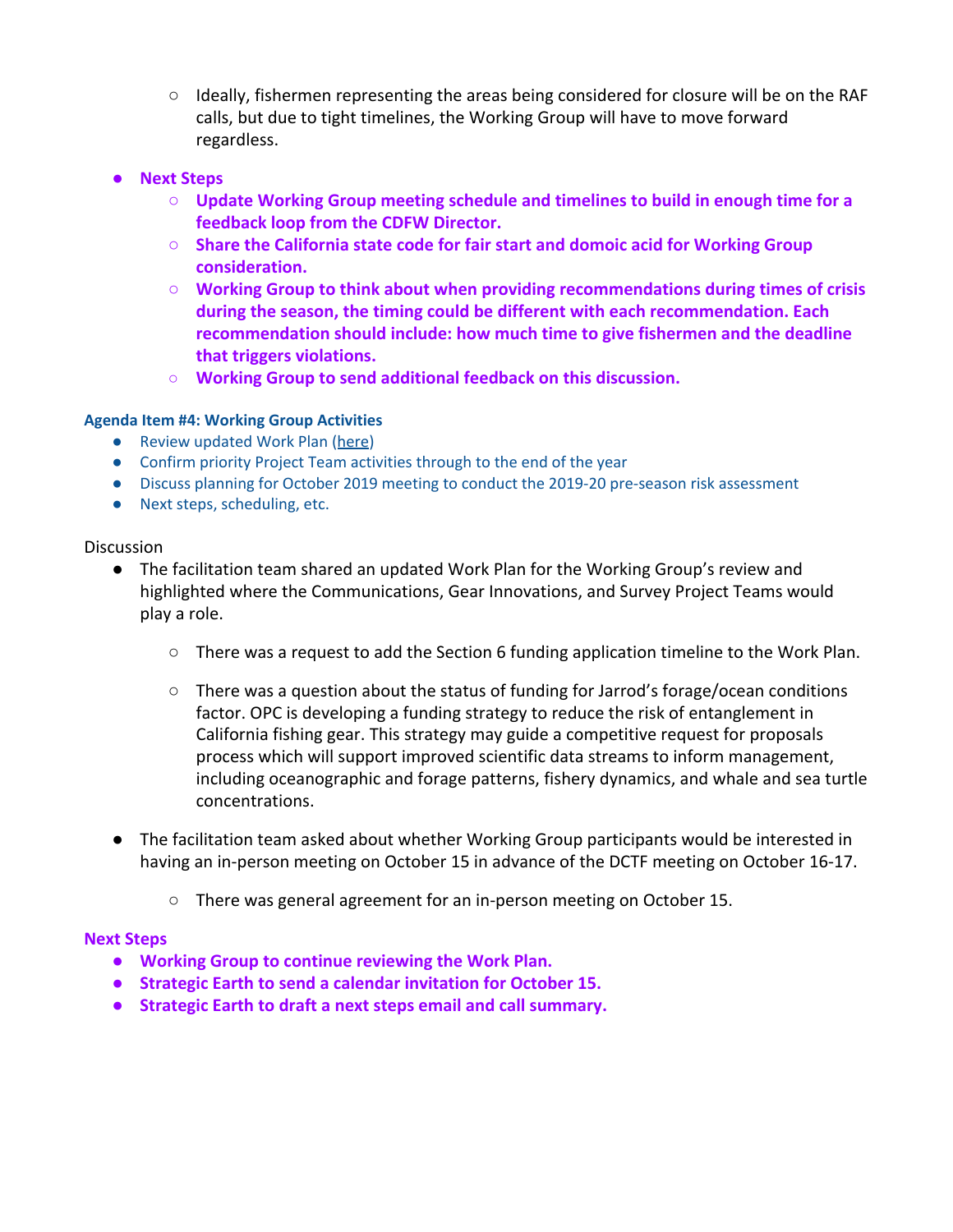- Ideally, fishermen representing the areas being considered for closure will be on the RAF calls, but due to tight timelines, the Working Group will have to move forward regardless.

- **Next Steps**
  - **Update Working Group meeting schedule and timelines to build in enough time for a feedback loop from the CDFW Director.**
  - **Share the California state code for fair start and domoic acid for Working Group consideration.**
  - **Working Group to think about when providing recommendations during times of crisis during the season, the timing could be different with each recommendation. Each recommendation should include: how much time to give fishermen and the deadline that triggers violations.**
  - **Working Group to send additional feedback on this discussion.**

#### Agenda Item #4: Working Group Activities

- Review updated Work Plan (here)
- Confirm priority Project Team activities through to the end of the year
- Discuss planning for October 2019 meeting to conduct the 2019-20 pre-season risk assessment
- Next steps, scheduling, etc.

Discussion

- The facilitation team shared an updated Work Plan for the Working Group's review and highlighted where the Communications, Gear Innovations, and Survey Project Teams would play a role.
  - There was a request to add the Section 6 funding application timeline to the Work Plan.
  - There was a question about the status of funding for Jarrod's forage/ocean conditions factor. OPC is developing a funding strategy to reduce the risk of entanglement in California fishing gear. This strategy may guide a competitive request for proposals process which will support improved scientific data streams to inform management, including oceanographic and forage patterns, fishery dynamics, and whale and sea turtle concentrations.
- The facilitation team asked about whether Working Group participants would be interested in having an in-person meeting on October 15 in advance of the DCTF meeting on October 16-17.
  - There was general agreement for an in-person meeting on October 15.

#### Next Steps

- **Working Group to continue reviewing the Work Plan.**
- **Strategic Earth to send a calendar invitation for October 15.**
- **Strategic Earth to draft a next steps email and call summary.**